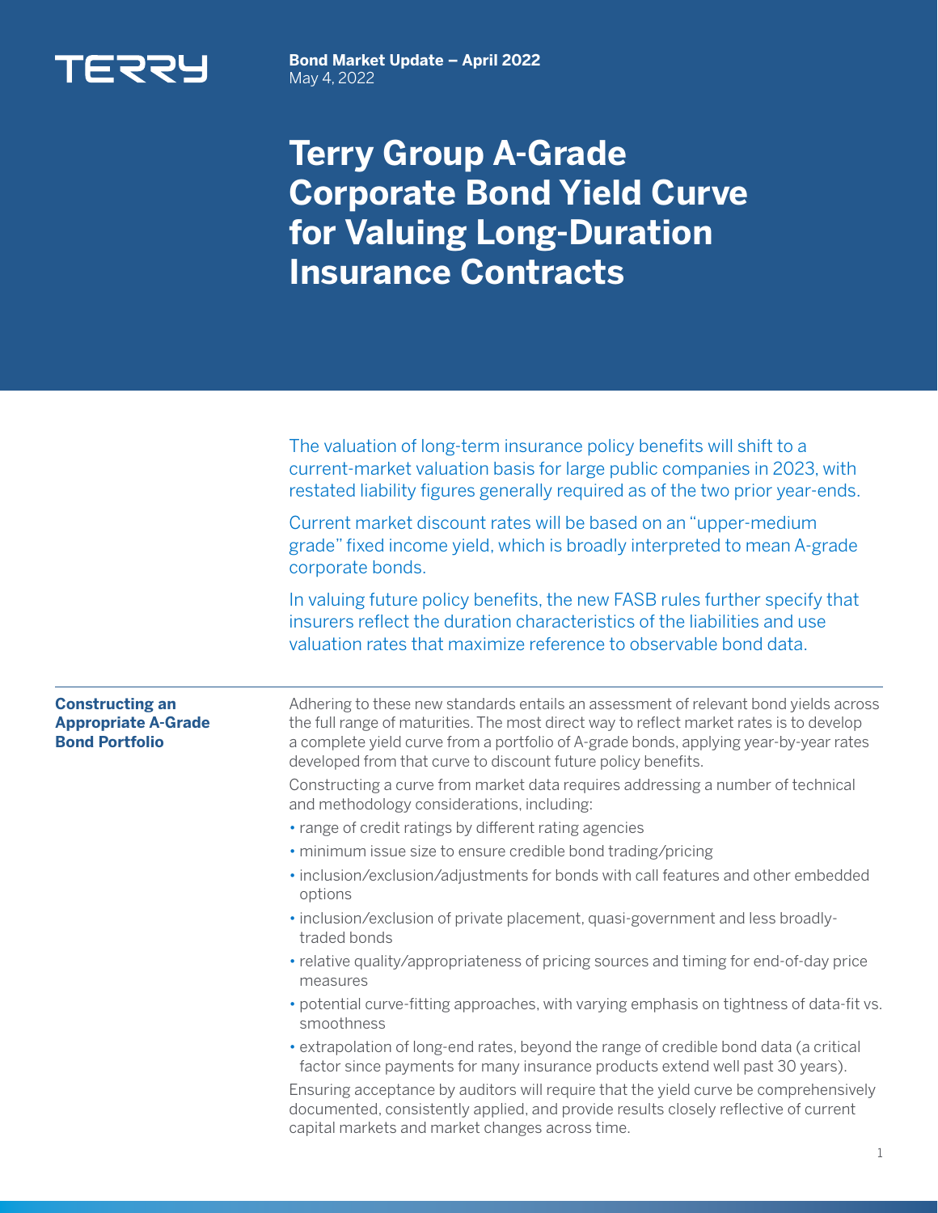TERRY

**Bond Market Update – April 2022**
May 4, 2022

# Terry Group A-Grade Corporate Bond Yield Curve for Valuing Long-Duration Insurance Contracts

The valuation of long-term insurance policy benefits will shift to a current-market valuation basis for large public companies in 2023, with restated liability figures generally required as of the two prior year-ends.

Current market discount rates will be based on an "upper-medium grade" fixed income yield, which is broadly interpreted to mean A-grade corporate bonds.

In valuing future policy benefits, the new FASB rules further specify that insurers reflect the duration characteristics of the liabilities and use valuation rates that maximize reference to observable bond data.

## Constructing an Appropriate A-Grade Bond Portfolio

Adhering to these new standards entails an assessment of relevant bond yields across the full range of maturities. The most direct way to reflect market rates is to develop a complete yield curve from a portfolio of A-grade bonds, applying year-by-year rates developed from that curve to discount future policy benefits.

Constructing a curve from market data requires addressing a number of technical and methodology considerations, including:

- range of credit ratings by different rating agencies
- minimum issue size to ensure credible bond trading/pricing
- inclusion/exclusion/adjustments for bonds with call features and other embedded options
- inclusion/exclusion of private placement, quasi-government and less broadly-traded bonds
- relative quality/appropriateness of pricing sources and timing for end-of-day price measures
- potential curve-fitting approaches, with varying emphasis on tightness of data-fit vs. smoothness
- extrapolation of long-end rates, beyond the range of credible bond data (a critical factor since payments for many insurance products extend well past 30 years).

Ensuring acceptance by auditors will require that the yield curve be comprehensively documented, consistently applied, and provide results closely reflective of current capital markets and market changes across time.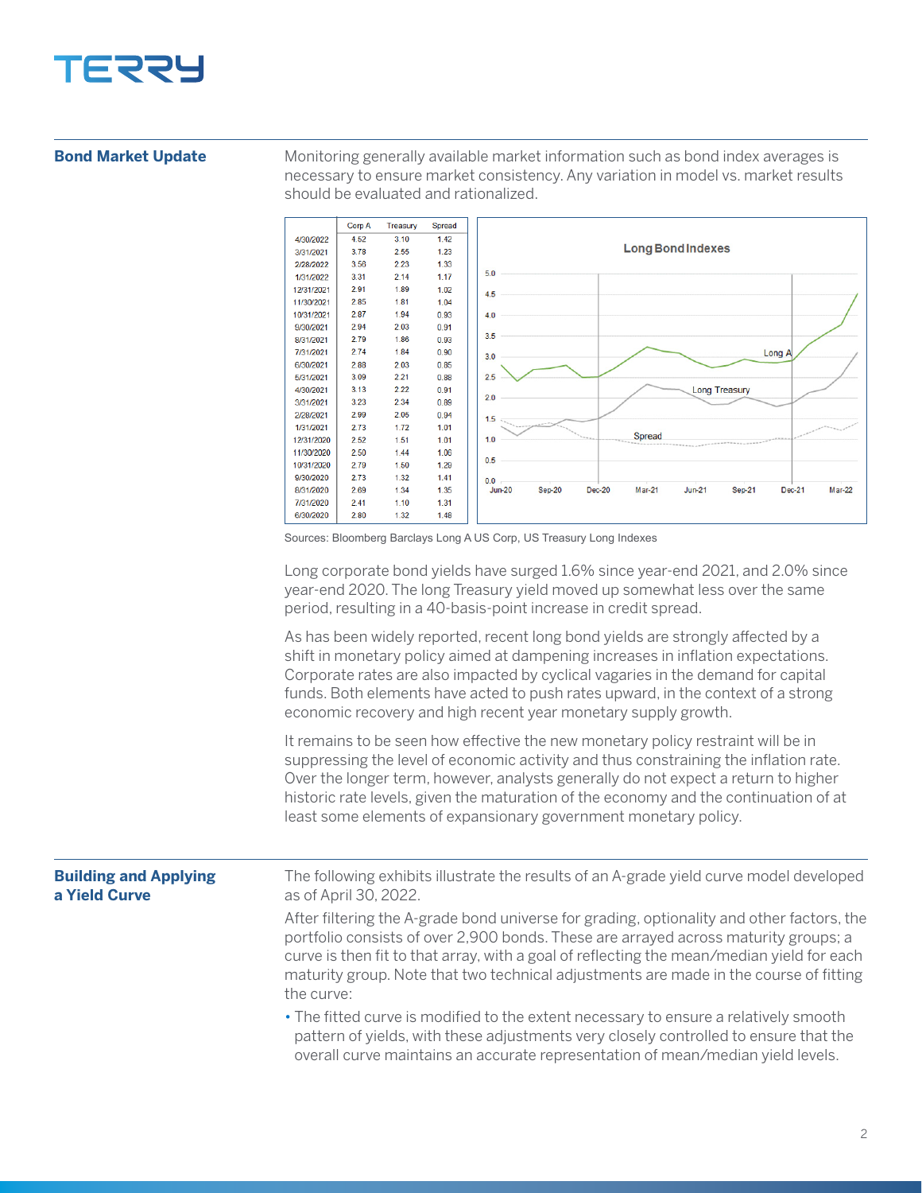## Bond Market Update

Monitoring generally available market information such as bond index averages is necessary to ensure market consistency. Any variation in model vs. market results should be evaluated and rationalized.

| | Corp A | Treasury | Spread |
|---|---|---|---|
| 4/30/2022 | 4.52 | 3.10 | 1.42 |
| 3/31/2021 | 3.78 | 2.55 | 1.23 |
| 2/28/2022 | 3.56 | 2.23 | 1.33 |
| 1/31/2022 | 3.31 | 2.14 | 1.17 |
| 12/31/2021 | 2.91 | 1.89 | 1.02 |
| 11/30/2021 | 2.85 | 1.81 | 1.04 |
| 10/31/2021 | 2.87 | 1.94 | 0.93 |
| 9/30/2021 | 2.94 | 2.03 | 0.91 |
| 8/31/2021 | 2.79 | 1.86 | 0.93 |
| 7/31/2021 | 2.74 | 1.84 | 0.90 |
| 6/30/2021 | 2.88 | 2.03 | 0.85 |
| 5/31/2021 | 3.09 | 2.21 | 0.88 |
| 4/30/2021 | 3.13 | 2.22 | 0.91 |
| 3/31/2021 | 3.23 | 2.34 | 0.89 |
| 2/28/2021 | 2.99 | 2.05 | 0.94 |
| 1/31/2021 | 2.73 | 1.72 | 1.01 |
| 12/31/2020 | 2.52 | 1.51 | 1.01 |
| 11/30/2020 | 2.50 | 1.44 | 1.06 |
| 10/31/2020 | 2.79 | 1.50 | 1.29 |
| 9/30/2020 | 2.73 | 1.32 | 1.41 |
| 8/31/2020 | 2.69 | 1.34 | 1.35 |
| 7/31/2020 | 2.41 | 1.10 | 1.31 |
| 6/30/2020 | 2.80 | 1.32 | 1.48 |

Sources: Bloomberg Barclays Long A US Corp, US Treasury Long Indexes

Long corporate bond yields have surged 1.6% since year-end 2021, and 2.0% since year-end 2020. The long Treasury yield moved up somewhat less over the same period, resulting in a 40-basis-point increase in credit spread.

As has been widely reported, recent long bond yields are strongly affected by a shift in monetary policy aimed at dampening increases in inflation expectations. Corporate rates are also impacted by cyclical vagaries in the demand for capital funds. Both elements have acted to push rates upward, in the context of a strong economic recovery and high recent year monetary supply growth.

It remains to be seen how effective the new monetary policy restraint will be in suppressing the level of economic activity and thus constraining the inflation rate. Over the longer term, however, analysts generally do not expect a return to higher historic rate levels, given the maturation of the economy and the continuation of at least some elements of expansionary government monetary policy.

## Building and Applying a Yield Curve

The following exhibits illustrate the results of an A-grade yield curve model developed as of April 30, 2022.

After filtering the A-grade bond universe for grading, optionality and other factors, the portfolio consists of over 2,900 bonds. These are arrayed across maturity groups; a curve is then fit to that array, with a goal of reflecting the mean/median yield for each maturity group. Note that two technical adjustments are made in the course of fitting the curve:

- The fitted curve is modified to the extent necessary to ensure a relatively smooth pattern of yields, with these adjustments very closely controlled to ensure that the overall curve maintains an accurate representation of mean/median yield levels.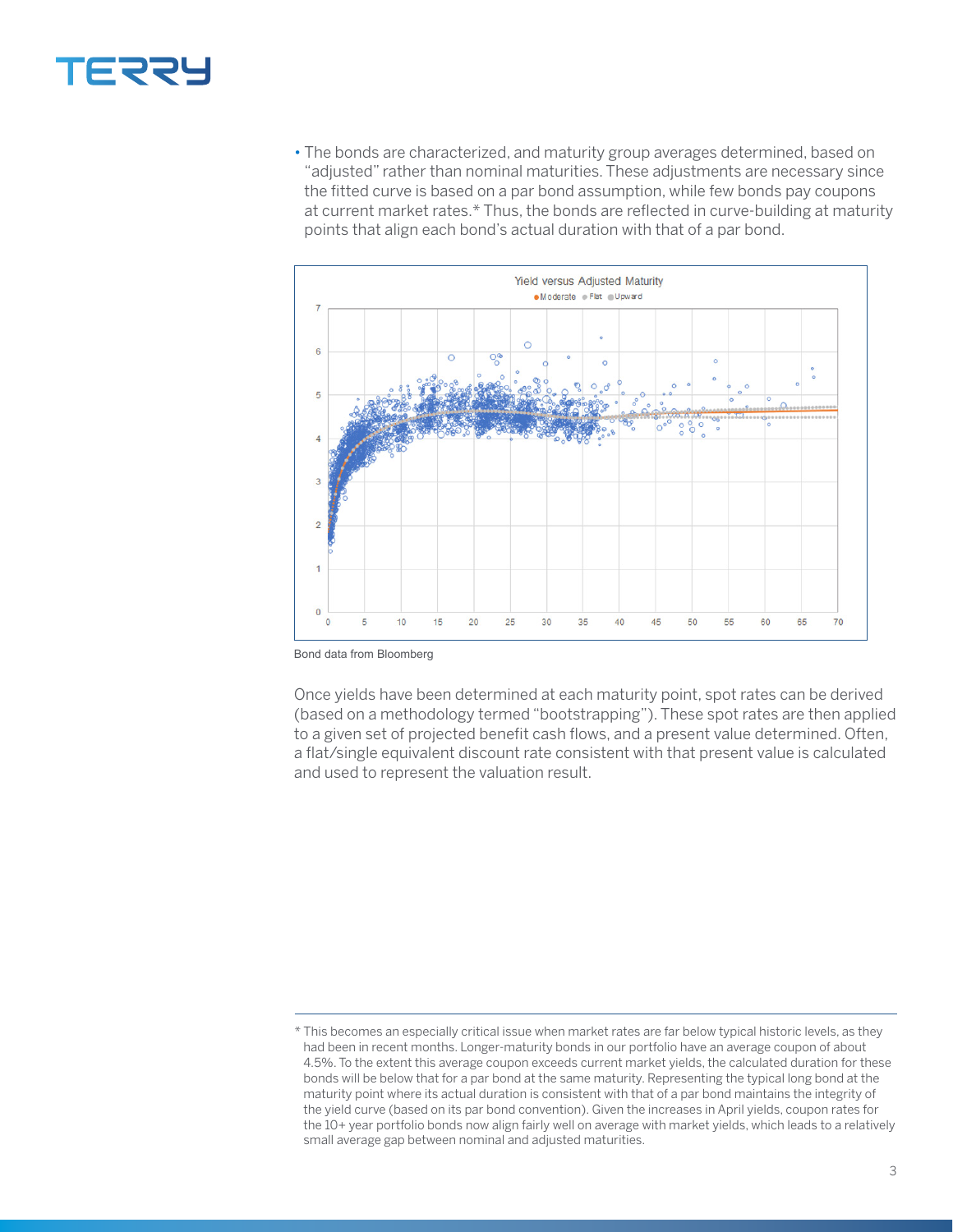- The bonds are characterized, and maturity group averages determined, based on "adjusted" rather than nominal maturities. These adjustments are necessary since the fitted curve is based on a par bond assumption, while few bonds pay coupons at current market rates.* Thus, the bonds are reflected in curve-building at maturity points that align each bond's actual duration with that of a par bond.

Bond data from Bloomberg

Once yields have been determined at each maturity point, spot rates can be derived (based on a methodology termed "bootstrapping"). These spot rates are then applied to a given set of projected benefit cash flows, and a present value determined. Often, a flat/single equivalent discount rate consistent with that present value is calculated and used to represent the valuation result.

---

* This becomes an especially critical issue when market rates are far below typical historic levels, as they had been in recent months. Longer-maturity bonds in our portfolio have an average coupon of about 4.5%. To the extent this average coupon exceeds current market yields, the calculated duration for these bonds will be below that for a par bond at the same maturity. Representing the typical long bond at the maturity point where its actual duration is consistent with that of a par bond maintains the integrity of the yield curve (based on its par bond convention). Given the increases in April yields, coupon rates for the 10+ year portfolio bonds now align fairly well on average with market yields, which leads to a relatively small average gap between nominal and adjusted maturities.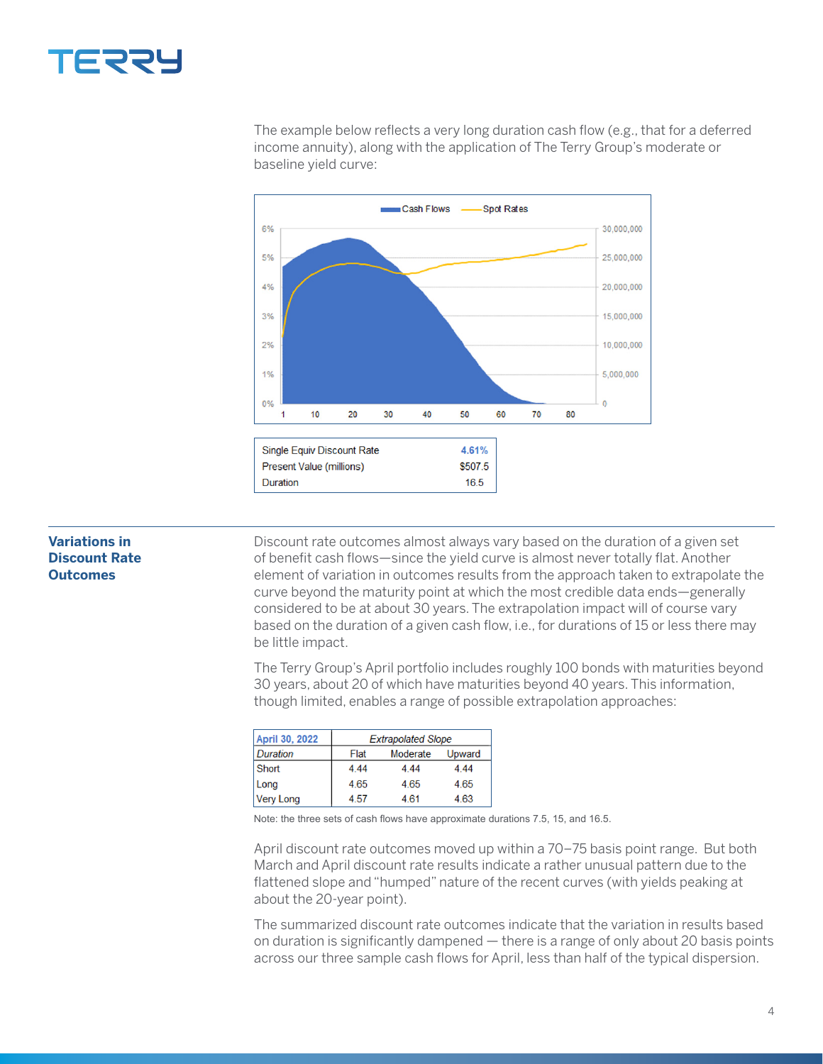The example below reflects a very long duration cash flow (e.g., that for a deferred income annuity), along with the application of The Terry Group's moderate or baseline yield curve:

| | |
|---|---|
| Single Equiv Discount Rate | 4.61% |
| Present Value (millions) | $507.5 |
| Duration | 16.5 |

## Variations in Discount Rate Outcomes

Discount rate outcomes almost always vary based on the duration of a given set of benefit cash flows—since the yield curve is almost never totally flat. Another element of variation in outcomes results from the approach taken to extrapolate the curve beyond the maturity point at which the most credible data ends—generally considered to be at about 30 years. The extrapolation impact will of course vary based on the duration of a given cash flow, i.e., for durations of 15 or less there may be little impact.

The Terry Group's April portfolio includes roughly 100 bonds with maturities beyond 30 years, about 20 of which have maturities beyond 40 years. This information, though limited, enables a range of possible extrapolation approaches:

| April 30, 2022 | *Extrapolated Slope* | | |
|---|---|---|---|
| *Duration* | Flat | Moderate | Upward |
| Short | 4.44 | 4.44 | 4.44 |
| Long | 4.65 | 4.65 | 4.65 |
| Very Long | 4.57 | 4.61 | 4.63 |

Note: the three sets of cash flows have approximate durations 7.5, 15, and 16.5.

April discount rate outcomes moved up within a 70–75 basis point range. But both March and April discount rate results indicate a rather unusual pattern due to the flattened slope and "humped" nature of the recent curves (with yields peaking at about the 20-year point).

The summarized discount rate outcomes indicate that the variation in results based on duration is significantly dampened — there is a range of only about 20 basis points across our three sample cash flows for April, less than half of the typical dispersion.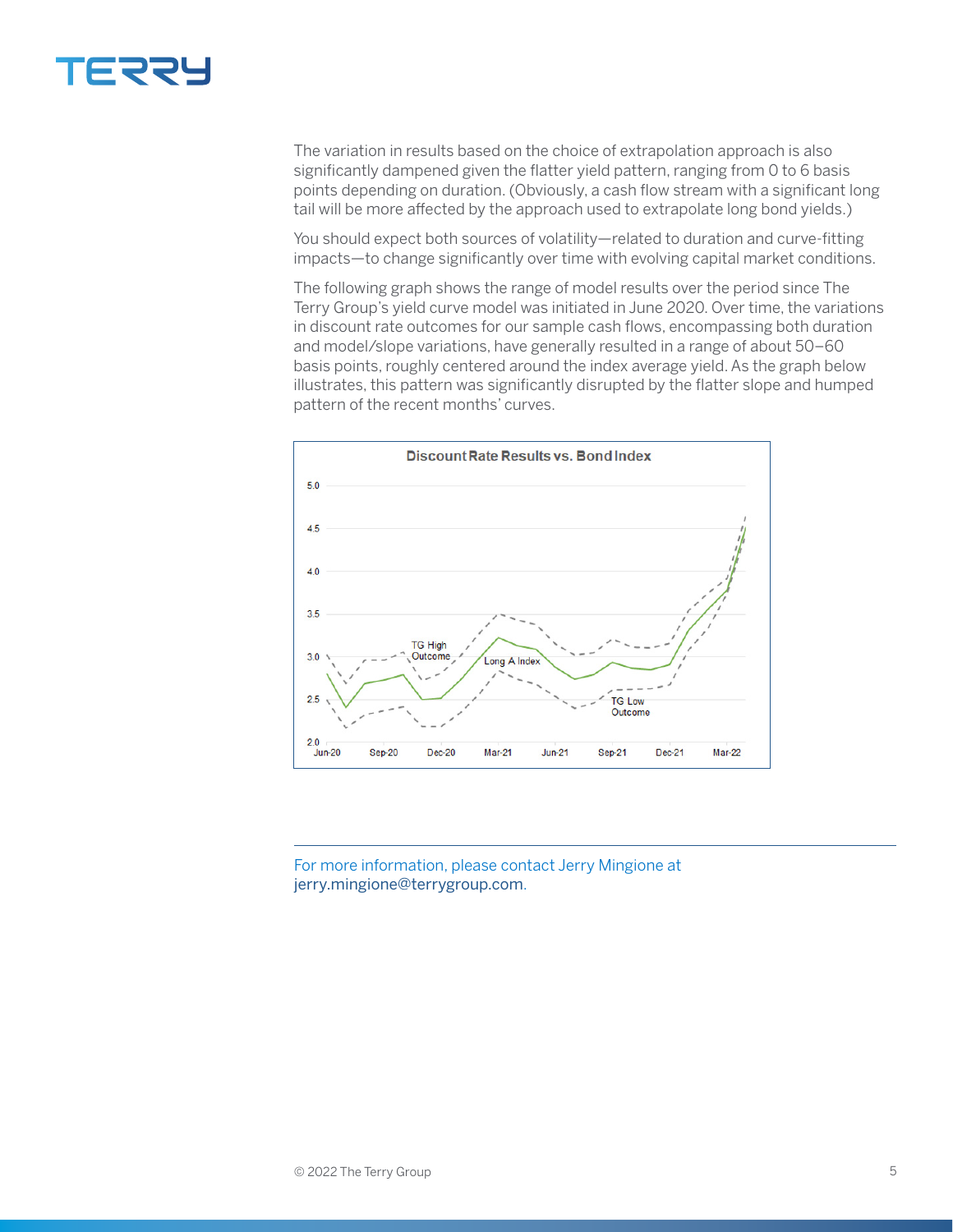The variation in results based on the choice of extrapolation approach is also significantly dampened given the flatter yield pattern, ranging from 0 to 6 basis points depending on duration. (Obviously, a cash flow stream with a significant long tail will be more affected by the approach used to extrapolate long bond yields.)

You should expect both sources of volatility—related to duration and curve-fitting impacts—to change significantly over time with evolving capital market conditions.

The following graph shows the range of model results over the period since The Terry Group's yield curve model was initiated in June 2020. Over time, the variations in discount rate outcomes for our sample cash flows, encompassing both duration and model/slope variations, have generally resulted in a range of about 50–60 basis points, roughly centered around the index average yield. As the graph below illustrates, this pattern was significantly disrupted by the flatter slope and humped pattern of the recent months' curves.

**Discount Rate Results vs. Bond Index**

5.0
4.5
4.0
3.5
3.0
2.5
2.0

Jun-20 Sep-20 Dec-20 Mar-21 Jun-21 Sep-21 Dec-21 Mar-22

TG High Outcome
Long A Index
TG Low Outcome

---

For more information, please contact Jerry Mingione at jerry.mingione@terrygroup.com.

© 2022 The Terry Group